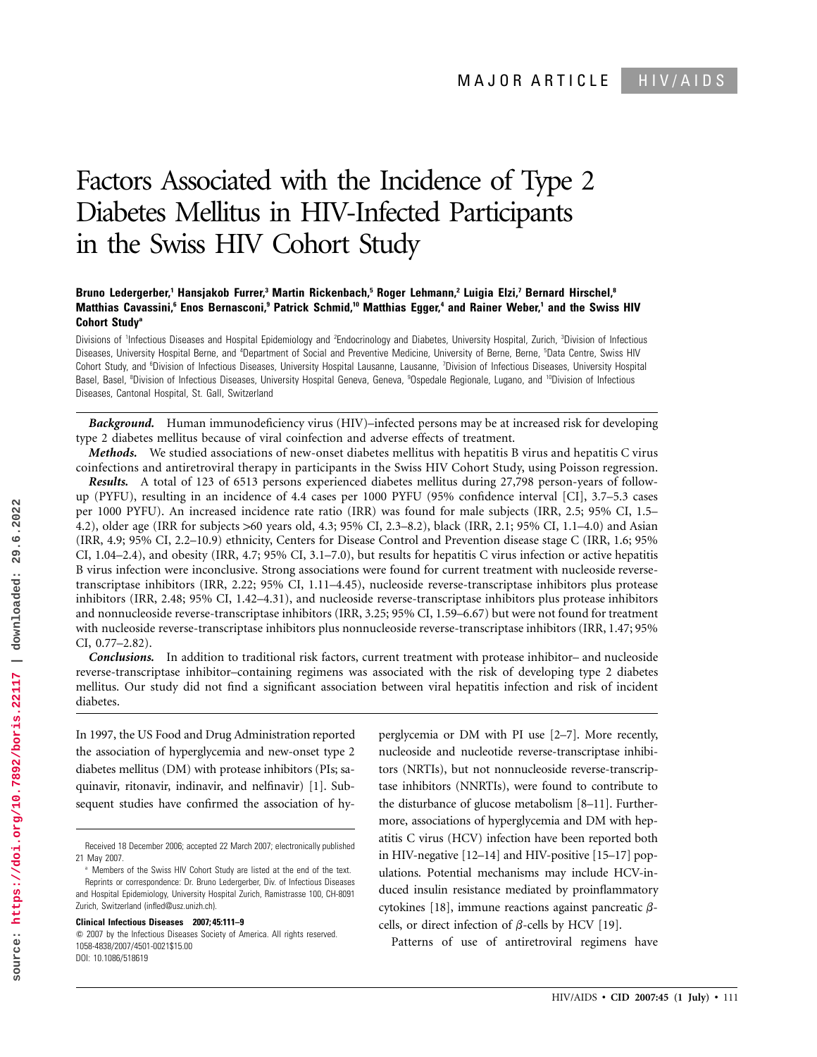MAJOR ARTICLE HIV/AIDS

# Factors Associated with the Incidence of Type 2 Diabetes Mellitus in HIV-Infected Participants in the Swiss HIV Cohort Study

**Bruno Ledergerber,[1] Hansjakob Furrer,[3] Martin Rickenbach,[5] Roger Lehmann,[2] Luigia Elzi,[7] Bernard Hirschel,[8] Matthias Cavassini,[6] Enos Bernasconi,[9] Patrick Schmid,[10] Matthias Egger,[4] and Rainer Weber,[1] and the Swiss HIV Cohort Study[a]**

Divisions of [1]Infectious Diseases and Hospital Epidemiology and [2]Endocrinology and Diabetes, University Hospital, Zurich, [3]Division of Infectious Diseases, University Hospital Berne, and [4]Department of Social and Preventive Medicine, University of Berne, Berne, [5]Data Centre, Swiss HIV Cohort Study, and [6]Division of Infectious Diseases, University Hospital Lausanne, Lausanne, [7]Division of Infectious Diseases, University Hospital Basel, Basel, [8]Division of Infectious Diseases, University Hospital Geneva, Geneva, [9]Ospedale Regionale, Lugano, and [10]Division of Infectious Diseases, Cantonal Hospital, St. Gall, Switzerland

***Background.*** Human immunodeficiency virus (HIV)–infected persons may be at increased risk for developing type 2 diabetes mellitus because of viral coinfection and adverse effects of treatment.

***Methods.*** We studied associations of new-onset diabetes mellitus with hepatitis B virus and hepatitis C virus coinfections and antiretroviral therapy in participants in the Swiss HIV Cohort Study, using Poisson regression.

***Results.*** A total of 123 of 6513 persons experienced diabetes mellitus during 27,798 person-years of follow-up (PYFU), resulting in an incidence of 4.4 cases per 1000 PYFU (95% confidence interval [CI], 3.7–5.3 cases per 1000 PYFU). An increased incidence rate ratio (IRR) was found for male subjects (IRR, 2.5; 95% CI, 1.5–4.2), older age (IRR for subjects >60 years old, 4.3; 95% CI, 2.3–8.2), black (IRR, 2.1; 95% CI, 1.1–4.0) and Asian (IRR, 4.9; 95% CI, 2.2–10.9) ethnicity, Centers for Disease Control and Prevention disease stage C (IRR, 1.6; 95% CI, 1.04–2.4), and obesity (IRR, 4.7; 95% CI, 3.1–7.0), but results for hepatitis C virus infection or active hepatitis B virus infection were inconclusive. Strong associations were found for current treatment with nucleoside reverse-transcriptase inhibitors (IRR, 2.22; 95% CI, 1.11–4.45), nucleoside reverse-transcriptase inhibitors plus protease inhibitors (IRR, 2.48; 95% CI, 1.42–4.31), and nucleoside reverse-transcriptase inhibitors plus protease inhibitors and nonnucleoside reverse-transcriptase inhibitors (IRR, 3.25; 95% CI, 1.59–6.67) but were not found for treatment with nucleoside reverse-transcriptase inhibitors plus nonnucleoside reverse-transcriptase inhibitors (IRR, 1.47; 95% CI, 0.77–2.82).

***Conclusions.*** In addition to traditional risk factors, current treatment with protease inhibitor– and nucleoside reverse-transcriptase inhibitor–containing regimens was associated with the risk of developing type 2 diabetes mellitus. Our study did not find a significant association between viral hepatitis infection and risk of incident diabetes.

In 1997, the US Food and Drug Administration reported the association of hyperglycemia and new-onset type 2 diabetes mellitus (DM) with protease inhibitors (PIs; saquinavir, ritonavir, indinavir, and nelfinavir) [1]. Subsequent studies have confirmed the association of hyperglycemia or DM with PI use [2–7]. More recently, nucleoside and nucleotide reverse-transcriptase inhibitors (NRTIs), but not nonnucleoside reverse-transcriptase inhibitors (NNRTIs), were found to contribute to the disturbance of glucose metabolism [8–11]. Furthermore, associations of hyperglycemia and DM with hepatitis C virus (HCV) infection have been reported both in HIV-negative [12–14] and HIV-positive [15–17] populations. Potential mechanisms may include HCV-induced insulin resistance mediated by proinflammatory cytokines [18], immune reactions against pancreatic $\beta$-cells, or direct infection of $\beta$-cells by HCV [19].

Patterns of use of antiretroviral regimens have

Received 18 December 2006; accepted 22 March 2007; electronically published 21 May 2007.

[a] Members of the Swiss HIV Cohort Study are listed at the end of the text.

Reprints or correspondence: Dr. Bruno Ledergerber, Div. of Infectious Diseases and Hospital Epidemiology, University Hospital Zurich, Ramistrasse 100, CH-8091 Zurich, Switzerland (infled@usz.unizh.ch).

**Clinical Infectious Diseases 2007; 45:111–9**

© 2007 by the Infectious Diseases Society of America. All rights reserved. 1058-4838/2007/4501-0021$15.00
DOI: 10.1086/518619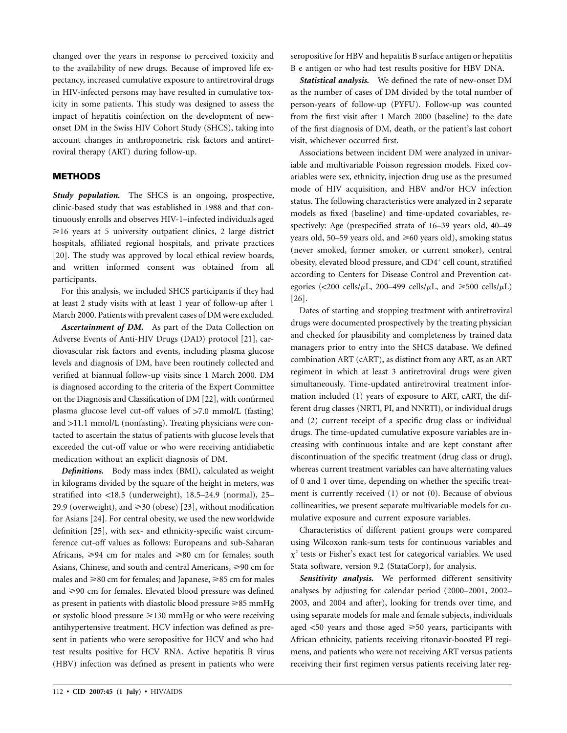changed over the years in response to perceived toxicity and to the availability of new drugs. Because of improved life expectancy, increased cumulative exposure to antiretroviral drugs in HIV-infected persons may have resulted in cumulative toxicity in some patients. This study was designed to assess the impact of hepatitis coinfection on the development of new-onset DM in the Swiss HIV Cohort Study (SHCS), taking into account changes in anthropometric risk factors and antiretroviral therapy (ART) during follow-up.

## METHODS

***Study population.*** The SHCS is an ongoing, prospective, clinic-based study that was established in 1988 and that continuously enrolls and observes HIV-1–infected individuals aged ⩾16 years at 5 university outpatient clinics, 2 large district hospitals, affiliated regional hospitals, and private practices [20]. The study was approved by local ethical review boards, and written informed consent was obtained from all participants.

For this analysis, we included SHCS participants if they had at least 2 study visits with at least 1 year of follow-up after 1 March 2000. Patients with prevalent cases of DM were excluded.

***Ascertainment of DM.*** As part of the Data Collection on Adverse Events of Anti-HIV Drugs (DAD) protocol [21], cardiovascular risk factors and events, including plasma glucose levels and diagnosis of DM, have been routinely collected and verified at biannual follow-up visits since 1 March 2000. DM is diagnosed according to the criteria of the Expert Committee on the Diagnosis and Classification of DM [22], with confirmed plasma glucose level cut-off values of >7.0 mmol/L (fasting) and >11.1 mmol/L (nonfasting). Treating physicians were contacted to ascertain the status of patients with glucose levels that exceeded the cut-off value or who were receiving antidiabetic medication without an explicit diagnosis of DM.

***Definitions.*** Body mass index (BMI), calculated as weight in kilograms divided by the square of the height in meters, was stratified into <18.5 (underweight), 18.5–24.9 (normal), 25–29.9 (overweight), and ⩾30 (obese) [23], without modification for Asians [24]. For central obesity, we used the new worldwide definition [25], with sex- and ethnicity-specific waist circumference cut-off values as follows: Europeans and sub-Saharan Africans, ⩾94 cm for males and ⩾80 cm for females; south Asians, Chinese, and south and central Americans, ⩾90 cm for males and ⩾80 cm for females; and Japanese, ⩾85 cm for males and ⩾90 cm for females. Elevated blood pressure was defined as present in patients with diastolic blood pressure ⩾85 mmHg or systolic blood pressure ⩾130 mmHg or who were receiving antihypertensive treatment. HCV infection was defined as present in patients who were seropositive for HCV and who had test results positive for HCV RNA. Active hepatitis B virus (HBV) infection was defined as present in patients who were seropositive for HBV and hepatitis B surface antigen or hepatitis B e antigen or who had test results positive for HBV DNA.

***Statistical analysis.*** We defined the rate of new-onset DM as the number of cases of DM divided by the total number of person-years of follow-up (PYFU). Follow-up was counted from the first visit after 1 March 2000 (baseline) to the date of the first diagnosis of DM, death, or the patient's last cohort visit, whichever occurred first.

Associations between incident DM were analyzed in univariable and multivariable Poisson regression models. Fixed covariables were sex, ethnicity, injection drug use as the presumed mode of HIV acquisition, and HBV and/or HCV infection status. The following characteristics were analyzed in 2 separate models as fixed (baseline) and time-updated covariables, respectively: Age (prespecified strata of 16–39 years old, 40–49 years old, 50–59 years old, and ⩾60 years old), smoking status (never smoked, former smoker, or current smoker), central obesity, elevated blood pressure, and $CD4^+$ cell count, stratified according to Centers for Disease Control and Prevention categories (<200 cells/$\mu$L, 200–499 cells/$\mu$L, and ⩾500 cells/$\mu$L) [26].

Dates of starting and stopping treatment with antiretroviral drugs were documented prospectively by the treating physician and checked for plausibility and completeness by trained data managers prior to entry into the SHCS database. We defined combination ART (cART), as distinct from any ART, as an ART regimen in which at least 3 antiretroviral drugs were given simultaneously. Time-updated antiretroviral treatment information included (1) years of exposure to ART, cART, the different drug classes (NRTI, PI, and NNRTI), or individual drugs and (2) current receipt of a specific drug class or individual drugs. The time-updated cumulative exposure variables are increasing with continuous intake and are kept constant after discontinuation of the specific treatment (drug class or drug), whereas current treatment variables can have alternating values of 0 and 1 over time, depending on whether the specific treatment is currently received (1) or not (0). Because of obvious collinearities, we present separate multivariable models for cumulative exposure and current exposure variables.

Characteristics of different patient groups were compared using Wilcoxon rank-sum tests for continuous variables and $\chi^2$ tests or Fisher's exact test for categorical variables. We used Stata software, version 9.2 (StataCorp), for analysis.

***Sensitivity analysis.*** We performed different sensitivity analyses by adjusting for calendar period (2000–2001, 2002–2003, and 2004 and after), looking for trends over time, and using separate models for male and female subjects, individuals aged <50 years and those aged ⩾50 years, participants with African ethnicity, patients receiving ritonavir-boosted PI regimens, and patients who were not receiving ART versus patients receiving their first regimen versus patients receiving later reg-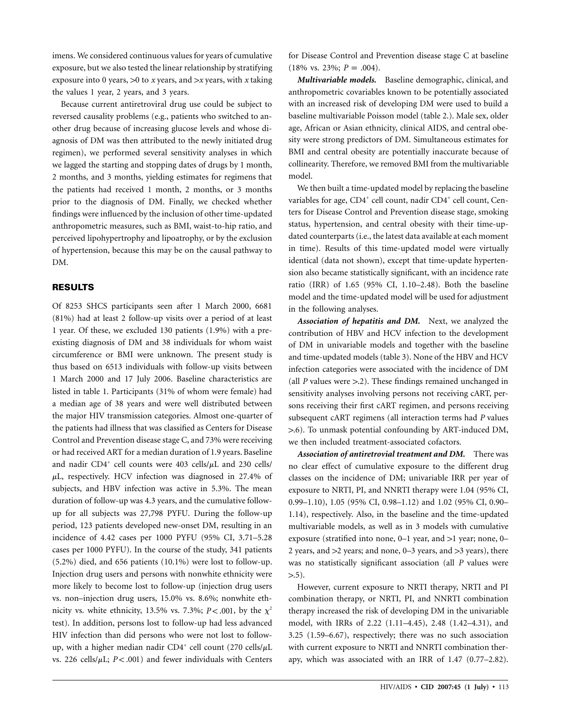imens. We considered continuous values for years of cumulative exposure, but we also tested the linear relationship by stratifying exposure into 0 years, >0 to *x* years, and >*x* years, with *x* taking the values 1 year, 2 years, and 3 years.

Because current antiretroviral drug use could be subject to reversed causality problems (e.g., patients who switched to another drug because of increasing glucose levels and whose diagnosis of DM was then attributed to the newly initiated drug regimen), we performed several sensitivity analyses in which we lagged the starting and stopping dates of drugs by 1 month, 2 months, and 3 months, yielding estimates for regimens that the patients had received 1 month, 2 months, or 3 months prior to the diagnosis of DM. Finally, we checked whether findings were influenced by the inclusion of other time-updated anthropometric measures, such as BMI, waist-to-hip ratio, and perceived lipohypertrophy and lipoatrophy, or by the exclusion of hypertension, because this may be on the causal pathway to DM.

## RESULTS

Of 8253 SHCS participants seen after 1 March 2000, 6681 (81%) had at least 2 follow-up visits over a period of at least 1 year. Of these, we excluded 130 patients (1.9%) with a preexisting diagnosis of DM and 38 individuals for whom waist circumference or BMI were unknown. The present study is thus based on 6513 individuals with follow-up visits between 1 March 2000 and 17 July 2006. Baseline characteristics are listed in table 1. Participants (31% of whom were female) had a median age of 38 years and were well distributed between the major HIV transmission categories. Almost one-quarter of the patients had illness that was classified as Centers for Disease Control and Prevention disease stage C, and 73% were receiving or had received ART for a median duration of 1.9 years. Baseline and nadir $CD4^+$ cell counts were 403 cells/$\mu$L and 230 cells/$\mu$L, respectively. HCV infection was diagnosed in 27.4% of subjects, and HBV infection was active in 5.3%. The mean duration of follow-up was 4.3 years, and the cumulative follow-up for all subjects was 27,798 PYFU. During the follow-up period, 123 patients developed new-onset DM, resulting in an incidence of 4.42 cases per 1000 PYFU (95% CI, 3.71–5.28 cases per 1000 PYFU). In the course of the study, 341 patients (5.2%) died, and 656 patients (10.1%) were lost to follow-up. Injection drug users and persons with nonwhite ethnicity were more likely to become lost to follow-up (injection drug users vs. non–injection drug users, 15.0% vs. 8.6%; nonwhite ethnicity vs. white ethnicity, 13.5% vs. 7.3%; $P < .001$, by the $\chi^2$ test). In addition, persons lost to follow-up had less advanced HIV infection than did persons who were not lost to follow-up, with a higher median nadir $CD4^+$ cell count (270 cells/$\mu$L vs. 226 cells/$\mu$L; $P < .001$) and fewer individuals with Centers for Disease Control and Prevention disease stage C at baseline (18% vs. 23%; $P = .004$).

***Multivariable models.*** Baseline demographic, clinical, and anthropometric covariables known to be potentially associated with an increased risk of developing DM were used to build a baseline multivariable Poisson model (table 2.). Male sex, older age, African or Asian ethnicity, clinical AIDS, and central obesity were strong predictors of DM. Simultaneous estimates for BMI and central obesity are potentially inaccurate because of collinearity. Therefore, we removed BMI from the multivariable model.

We then built a time-updated model by replacing the baseline variables for age, $CD4^+$ cell count, nadir $CD4^+$ cell count, Centers for Disease Control and Prevention disease stage, smoking status, hypertension, and central obesity with their time-updated counterparts (i.e., the latest data available at each moment in time). Results of this time-updated model were virtually identical (data not shown), except that time-update hypertension also became statistically significant, with an incidence rate ratio (IRR) of 1.65 (95% CI, 1.10–2.48). Both the baseline model and the time-updated model will be used for adjustment in the following analyses.

***Association of hepatitis and DM.*** Next, we analyzed the contribution of HBV and HCV infection to the development of DM in univariable models and together with the baseline and time-updated models (table 3). None of the HBV and HCV infection categories were associated with the incidence of DM (all *P* values were >.2). These findings remained unchanged in sensitivity analyses involving persons not receiving cART, persons receiving their first cART regimen, and persons receiving subsequent cART regimens (all interaction terms had *P* values >.6). To unmask potential confounding by ART-induced DM, we then included treatment-associated cofactors.

***Association of antiretrovial treatment and DM.*** There was no clear effect of cumulative exposure to the different drug classes on the incidence of DM; univariable IRR per year of exposure to NRTI, PI, and NNRTI therapy were 1.04 (95% CI, 0.99–1.10), 1.05 (95% CI, 0.98–1.12) and 1.02 (95% CI, 0.90–1.14), respectively. Also, in the baseline and the time-updated multivariable models, as well as in 3 models with cumulative exposure (stratified into none, 0–1 year, and >1 year; none, 0–2 years, and >2 years; and none, 0–3 years, and >3 years), there was no statistically significant association (all *P* values were >.5).

However, current exposure to NRTI therapy, NRTI and PI combination therapy, or NRTI, PI, and NNRTI combination therapy increased the risk of developing DM in the univariable model, with IRRs of 2.22 (1.11–4.45), 2.48 (1.42–4.31), and 3.25 (1.59–6.67), respectively; there was no such association with current exposure to NRTI and NNRTI combination therapy, which was associated with an IRR of 1.47 (0.77–2.82).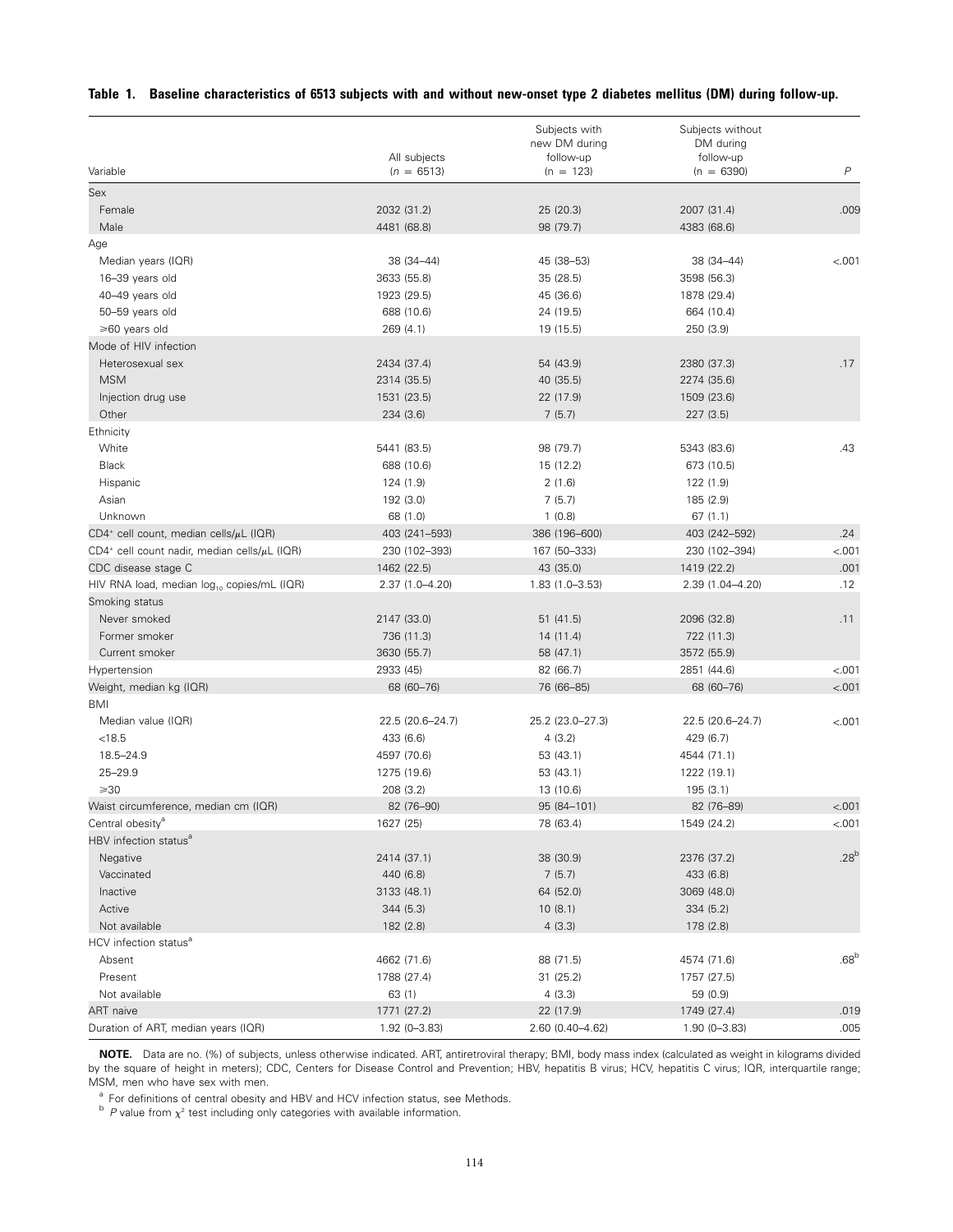**Table 1. Baseline characteristics of 6513 subjects with and without new-onset type 2 diabetes mellitus (DM) during follow-up.**

| Variable | All subjects ($n$ = 6513) | Subjects with new DM during follow-up ($n$ = 123) | Subjects without DM during follow-up ($n$ = 6390) | $P$ |
|---|---|---|---|---|
| Sex | | | | |
| Female | 2032 (31.2) | 25 (20.3) | 2007 (31.4) | .009 |
| Male | 4481 (68.8) | 98 (79.7) | 4383 (68.6) | |
| Age | | | | |
| Median years (IQR) | 38 (34–44) | 45 (38–53) | 38 (34–44) | <.001 |
| 16–39 years old | 3633 (55.8) | 35 (28.5) | 3598 (56.3) | |
| 40–49 years old | 1923 (29.5) | 45 (36.6) | 1878 (29.4) | |
| 50–59 years old | 688 (10.6) | 24 (19.5) | 664 (10.4) | |
| ⩾60 years old | 269 (4.1) | 19 (15.5) | 250 (3.9) | |
| Mode of HIV infection | | | | |
| Heterosexual sex | 2434 (37.4) | 54 (43.9) | 2380 (37.3) | .17 |
| MSM | 2314 (35.5) | 40 (35.5) | 2274 (35.6) | |
| Injection drug use | 1531 (23.5) | 22 (17.9) | 1509 (23.6) | |
| Other | 234 (3.6) | 7 (5.7) | 227 (3.5) | |
| Ethnicity | | | | |
| White | 5441 (83.5) | 98 (79.7) | 5343 (83.6) | .43 |
| Black | 688 (10.6) | 15 (12.2) | 673 (10.5) | |
| Hispanic | 124 (1.9) | 2 (1.6) | 122 (1.9) | |
| Asian | 192 (3.0) | 7 (5.7) | 185 (2.9) | |
| Unknown | 68 (1.0) | 1 (0.8) | 67 (1.1) | |
| $CD4^+$ cell count, median cells/$\mu$L (IQR) | 403 (241–593) | 386 (196–600) | 403 (242–592) | .24 |
| $CD4^+$ cell count nadir, median cells/$\mu$L (IQR) | 230 (102–393) | 167 (50–333) | 230 (102–394) | <.001 |
| CDC disease stage C | 1462 (22.5) | 43 (35.0) | 1419 (22.2) | .001 |
| HIV RNA load, median $\log_{10}$ copies/mL (IQR) | 2.37 (1.0–4.20) | 1.83 (1.0–3.53) | 2.39 (1.04–4.20) | .12 |
| Smoking status | | | | |
| Never smoked | 2147 (33.0) | 51 (41.5) | 2096 (32.8) | .11 |
| Former smoker | 736 (11.3) | 14 (11.4) | 722 (11.3) | |
| Current smoker | 3630 (55.7) | 58 (47.1) | 3572 (55.9) | |
| Hypertension | 2933 (45) | 82 (66.7) | 2851 (44.6) | <.001 |
| Weight, median kg (IQR) | 68 (60–76) | 76 (66–85) | 68 (60–76) | <.001 |
| BMI | | | | |
| Median value (IQR) | 22.5 (20.6–24.7) | 25.2 (23.0–27.3) | 22.5 (20.6–24.7) | <.001 |
| <18.5 | 433 (6.6) | 4 (3.2) | 429 (6.7) | |
| 18.5–24.9 | 4597 (70.6) | 53 (43.1) | 4544 (71.1) | |
| 25–29.9 | 1275 (19.6) | 53 (43.1) | 1222 (19.1) | |
| ⩾30 | 208 (3.2) | 13 (10.6) | 195 (3.1) | |
| Waist circumference, median cm (IQR) | 82 (76–90) | 95 (84–101) | 82 (76–89) | <.001 |
| Central obesity[a] | 1627 (25) | 78 (63.4) | 1549 (24.2) | <.001 |
| HBV infection status[a] | | | | |
| Negative | 2414 (37.1) | 38 (30.9) | 2376 (37.2) | .28[b] |
| Vaccinated | 440 (6.8) | 7 (5.7) | 433 (6.8) | |
| Inactive | 3133 (48.1) | 64 (52.0) | 3069 (48.0) | |
| Active | 344 (5.3) | 10 (8.1) | 334 (5.2) | |
| Not available | 182 (2.8) | 4 (3.3) | 178 (2.8) | |
| HCV infection status[a] | | | | |
| Absent | 4662 (71.6) | 88 (71.5) | 4574 (71.6) | .68[b] |
| Present | 1788 (27.4) | 31 (25.2) | 1757 (27.5) | |
| Not available | 63 (1) | 4 (3.3) | 59 (0.9) | |
| ART naive | 1771 (27.2) | 22 (17.9) | 1749 (27.4) | .019 |
| Duration of ART, median years (IQR) | 1.92 (0–3.83) | 2.60 (0.40–4.62) | 1.90 (0–3.83) | .005 |

**NOTE.** Data are no. (%) of subjects, unless otherwise indicated. ART, antiretroviral therapy; BMI, body mass index (calculated as weight in kilograms divided by the square of height in meters); CDC, Centers for Disease Control and Prevention; HBV, hepatitis B virus; HCV, hepatitis C virus; IQR, interquartile range; MSM, men who have sex with men.

[a] For definitions of central obesity and HBV and HCV infection status, see Methods.

[b] $P$ value from $\chi^2$ test including only categories with available information.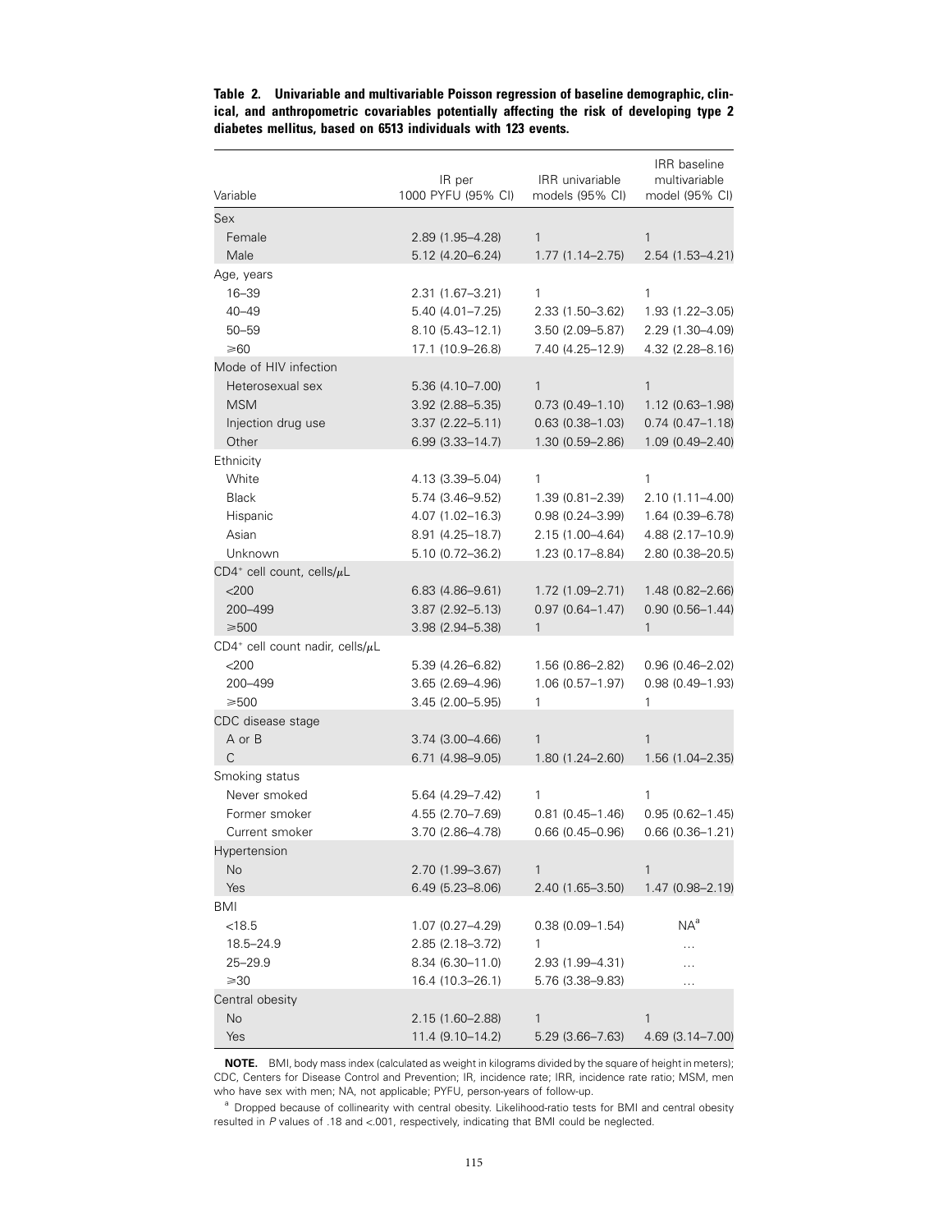**Table 2. Univariable and multivariable Poisson regression of baseline demographic, clinical, and anthropometric covariables potentially affecting the risk of developing type 2 diabetes mellitus, based on 6513 individuals with 123 events.**

| Variable | IR per 1000 PYFU (95% CI) | IRR univariable models (95% CI) | IRR baseline multivariable model (95% CI) |
|---|---|---|---|
| Sex | | | |
| Female | 2.89 (1.95–4.28) | 1 | 1 |
| Male | 5.12 (4.20–6.24) | 1.77 (1.14–2.75) | 2.54 (1.53–4.21) |
| Age, years | | | |
| 16–39 | 2.31 (1.67–3.21) | 1 | 1 |
| 40–49 | 5.40 (4.01–7.25) | 2.33 (1.50–3.62) | 1.93 (1.22–3.05) |
| 50–59 | 8.10 (5.43–12.1) | 3.50 (2.09–5.87) | 2.29 (1.30–4.09) |
| ⩾60 | 17.1 (10.9–26.8) | 7.40 (4.25–12.9) | 4.32 (2.28–8.16) |
| Mode of HIV infection | | | |
| Heterosexual sex | 5.36 (4.10–7.00) | 1 | 1 |
| MSM | 3.92 (2.88–5.35) | 0.73 (0.49–1.10) | 1.12 (0.63–1.98) |
| Injection drug use | 3.37 (2.22–5.11) | 0.63 (0.38–1.03) | 0.74 (0.47–1.18) |
| Other | 6.99 (3.33–14.7) | 1.30 (0.59–2.86) | 1.09 (0.49–2.40) |
| Ethnicity | | | |
| White | 4.13 (3.39–5.04) | 1 | 1 |
| Black | 5.74 (3.46–9.52) | 1.39 (0.81–2.39) | 2.10 (1.11–4.00) |
| Hispanic | 4.07 (1.02–16.3) | 0.98 (0.24–3.99) | 1.64 (0.39–6.78) |
| Asian | 8.91 (4.25–18.7) | 2.15 (1.00–4.64) | 4.88 (2.17–10.9) |
| Unknown | 5.10 (0.72–36.2) | 1.23 (0.17–8.84) | 2.80 (0.38–20.5) |
| $CD4^{+}$ cell count, cells/μL | | | |
| <200 | 6.83 (4.86–9.61) | 1.72 (1.09–2.71) | 1.48 (0.82–2.66) |
| 200–499 | 3.87 (2.92–5.13) | 0.97 (0.64–1.47) | 0.90 (0.56–1.44) |
| ⩾500 | 3.98 (2.94–5.38) | 1 | 1 |
| $CD4^{+}$ cell count nadir, cells/μL | | | |
| <200 | 5.39 (4.26–6.82) | 1.56 (0.86–2.82) | 0.96 (0.46–2.02) |
| 200–499 | 3.65 (2.69–4.96) | 1.06 (0.57–1.97) | 0.98 (0.49–1.93) |
| ⩾500 | 3.45 (2.00–5.95) | 1 | 1 |
| CDC disease stage | | | |
| A or B | 3.74 (3.00–4.66) | 1 | 1 |
| C | 6.71 (4.98–9.05) | 1.80 (1.24–2.60) | 1.56 (1.04–2.35) |
| Smoking status | | | |
| Never smoked | 5.64 (4.29–7.42) | 1 | 1 |
| Former smoker | 4.55 (2.70–7.69) | 0.81 (0.45–1.46) | 0.95 (0.62–1.45) |
| Current smoker | 3.70 (2.86–4.78) | 0.66 (0.45–0.96) | 0.66 (0.36–1.21) |
| Hypertension | | | |
| No | 2.70 (1.99–3.67) | 1 | 1 |
| Yes | 6.49 (5.23–8.06) | 2.40 (1.65–3.50) | 1.47 (0.98–2.19) |
| BMI | | | |
| <18.5 | 1.07 (0.27–4.29) | 0.38 (0.09–1.54) | NA[a] |
| 18.5–24.9 | 2.85 (2.18–3.72) | 1 | … |
| 25–29.9 | 8.34 (6.30–11.0) | 2.93 (1.99–4.31) | … |
| ⩾30 | 16.4 (10.3–26.1) | 5.76 (3.38–9.83) | … |
| Central obesity | | | |
| No | 2.15 (1.60–2.88) | 1 | 1 |
| Yes | 11.4 (9.10–14.2) | 5.29 (3.66–7.63) | 4.69 (3.14–7.00) |

**NOTE.** BMI, body mass index (calculated as weight in kilograms divided by the square of height in meters); CDC, Centers for Disease Control and Prevention; IR, incidence rate; IRR, incidence rate ratio; MSM, men who have sex with men; NA, not applicable; PYFU, person-years of follow-up.

[a] Dropped because of collinearity with central obesity. Likelihood-ratio tests for BMI and central obesity resulted in *P* values of .18 and <.001, respectively, indicating that BMI could be neglected.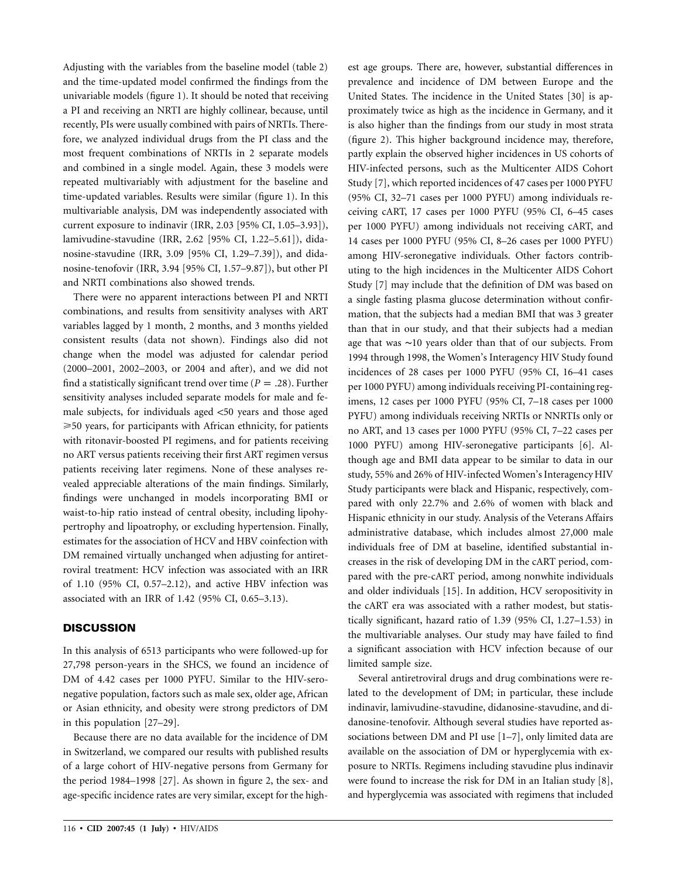Adjusting with the variables from the baseline model (table 2) and the time-updated model confirmed the findings from the univariable models (figure 1). It should be noted that receiving a PI and receiving an NRTI are highly collinear, because, until recently, PIs were usually combined with pairs of NRTIs. Therefore, we analyzed individual drugs from the PI class and the most frequent combinations of NRTIs in 2 separate models and combined in a single model. Again, these 3 models were repeated multivariably with adjustment for the baseline and time-updated variables. Results were similar (figure 1). In this multivariable analysis, DM was independently associated with current exposure to indinavir (IRR, 2.03 [95% CI, 1.05–3.93]), lamivudine-stavudine (IRR, 2.62 [95% CI, 1.22–5.61]), didanosine-stavudine (IRR, 3.09 [95% CI, 1.29–7.39]), and didanosine-tenofovir (IRR, 3.94 [95% CI, 1.57–9.87]), but other PI and NRTI combinations also showed trends.

There were no apparent interactions between PI and NRTI combinations, and results from sensitivity analyses with ART variables lagged by 1 month, 2 months, and 3 months yielded consistent results (data not shown). Findings also did not change when the model was adjusted for calendar period (2000–2001, 2002–2003, or 2004 and after), and we did not find a statistically significant trend over time ($P = .28$). Further sensitivity analyses included separate models for male and female subjects, for individuals aged <50 years and those aged ⩾50 years, for participants with African ethnicity, for patients with ritonavir-boosted PI regimens, and for patients receiving no ART versus patients receiving their first ART regimen versus patients receiving later regimens. None of these analyses revealed appreciable alterations of the main findings. Similarly, findings were unchanged in models incorporating BMI or waist-to-hip ratio instead of central obesity, including lipohypertrophy and lipoatrophy, or excluding hypertension. Finally, estimates for the association of HCV and HBV coinfection with DM remained virtually unchanged when adjusting for antiretroviral treatment: HCV infection was associated with an IRR of 1.10 (95% CI, 0.57–2.12), and active HBV infection was associated with an IRR of 1.42 (95% CI, 0.65–3.13).

## DISCUSSION

In this analysis of 6513 participants who were followed-up for 27,798 person-years in the SHCS, we found an incidence of DM of 4.42 cases per 1000 PYFU. Similar to the HIV-seronegative population, factors such as male sex, older age, African or Asian ethnicity, and obesity were strong predictors of DM in this population [27–29].

Because there are no data available for the incidence of DM in Switzerland, we compared our results with published results of a large cohort of HIV-negative persons from Germany for the period 1984–1998 [27]. As shown in figure 2, the sex- and age-specific incidence rates are very similar, except for the highest age groups. There are, however, substantial differences in prevalence and incidence of DM between Europe and the United States. The incidence in the United States [30] is approximately twice as high as the incidence in Germany, and it is also higher than the findings from our study in most strata (figure 2). This higher background incidence may, therefore, partly explain the observed higher incidences in US cohorts of HIV-infected persons, such as the Multicenter AIDS Cohort Study [7], which reported incidences of 47 cases per 1000 PYFU (95% CI, 32–71 cases per 1000 PYFU) among individuals receiving cART, 17 cases per 1000 PYFU (95% CI, 6–45 cases per 1000 PYFU) among individuals not receiving cART, and 14 cases per 1000 PYFU (95% CI, 8–26 cases per 1000 PYFU) among HIV-seronegative individuals. Other factors contributing to the high incidences in the Multicenter AIDS Cohort Study [7] may include that the definition of DM was based on a single fasting plasma glucose determination without confirmation, that the subjects had a median BMI that was 3 greater than that in our study, and that their subjects had a median age that was ∼10 years older than that of our subjects. From 1994 through 1998, the Women's Interagency HIV Study found incidences of 28 cases per 1000 PYFU (95% CI, 16–41 cases per 1000 PYFU) among individuals receiving PI-containing regimens, 12 cases per 1000 PYFU (95% CI, 7–18 cases per 1000 PYFU) among individuals receiving NRTIs or NNRTIs only or no ART, and 13 cases per 1000 PYFU (95% CI, 7–22 cases per 1000 PYFU) among HIV-seronegative participants [6]. Although age and BMI data appear to be similar to data in our study, 55% and 26% of HIV-infected Women's Interagency HIV Study participants were black and Hispanic, respectively, compared with only 22.7% and 2.6% of women with black and Hispanic ethnicity in our study. Analysis of the Veterans Affairs administrative database, which includes almost 27,000 male individuals free of DM at baseline, identified substantial increases in the risk of developing DM in the cART period, compared with the pre-cART period, among nonwhite individuals and older individuals [15]. In addition, HCV seropositivity in the cART era was associated with a rather modest, but statistically significant, hazard ratio of 1.39 (95% CI, 1.27–1.53) in the multivariable analyses. Our study may have failed to find a significant association with HCV infection because of our limited sample size.

Several antiretroviral drugs and drug combinations were related to the development of DM; in particular, these include indinavir, lamivudine-stavudine, didanosine-stavudine, and didanosine-tenofovir. Although several studies have reported associations between DM and PI use [1–7], only limited data are available on the association of DM or hyperglycemia with exposure to NRTIs. Regimens including stavudine plus indinavir were found to increase the risk for DM in an Italian study [8], and hyperglycemia was associated with regimens that included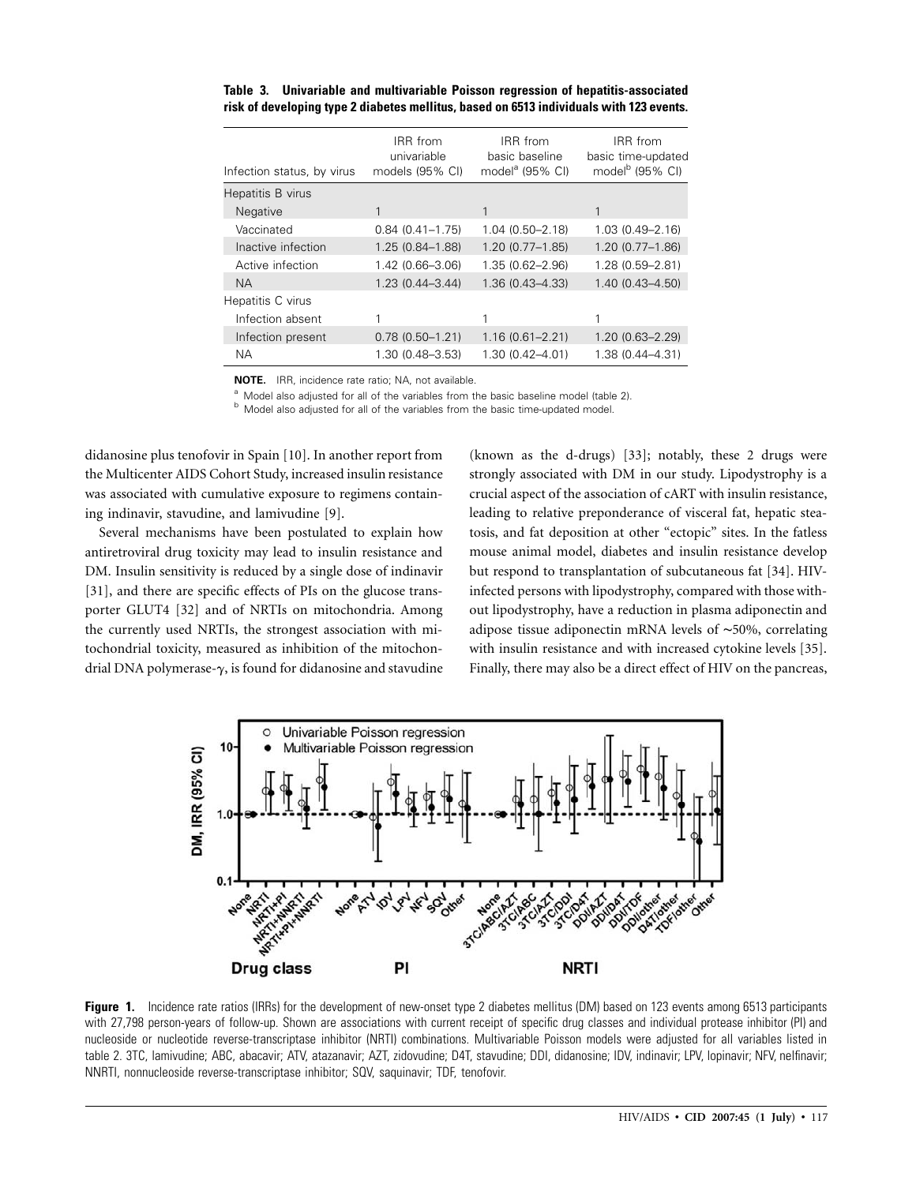**Table 3. Univariable and multivariable Poisson regression of hepatitis-associated risk of developing type 2 diabetes mellitus, based on 6513 individuals with 123 events.**

| Infection status, by virus | IRR from univariable models (95% CI) | IRR from basic baseline model[a] (95% CI) | IRR from basic time-updated model[b] (95% CI) |
|---|---|---|---|
| Hepatitis B virus | | | |
| Negative | 1 | 1 | 1 |
| Vaccinated | 0.84 (0.41–1.75) | 1.04 (0.50–2.18) | 1.03 (0.49–2.16) |
| Inactive infection | 1.25 (0.84–1.88) | 1.20 (0.77–1.85) | 1.20 (0.77–1.86) |
| Active infection | 1.42 (0.66–3.06) | 1.35 (0.62–2.96) | 1.28 (0.59–2.81) |
| NA | 1.23 (0.44–3.44) | 1.36 (0.43–4.33) | 1.40 (0.43–4.50) |
| Hepatitis C virus | | | |
| Infection absent | 1 | 1 | 1 |
| Infection present | 0.78 (0.50–1.21) | 1.16 (0.61–2.21) | 1.20 (0.63–2.29) |
| NA | 1.30 (0.48–3.53) | 1.30 (0.42–4.01) | 1.38 (0.44–4.31) |

**NOTE.** IRR, incidence rate ratio; NA, not available.

[a] Model also adjusted for all of the variables from the basic baseline model (table 2).

[b] Model also adjusted for all of the variables from the basic time-updated model.

didanosine plus tenofovir in Spain [10]. In another report from the Multicenter AIDS Cohort Study, increased insulin resistance was associated with cumulative exposure to regimens containing indinavir, stavudine, and lamivudine [9].

Several mechanisms have been postulated to explain how antiretroviral drug toxicity may lead to insulin resistance and DM. Insulin sensitivity is reduced by a single dose of indinavir [31], and there are specific effects of PIs on the glucose transporter GLUT4 [32] and of NRTIs on mitochondria. Among the currently used NRTIs, the strongest association with mitochondrial toxicity, measured as inhibition of the mitochondrial DNA polymerase-$\gamma$, is found for didanosine and stavudine (known as the d-drugs) [33]; notably, these 2 drugs were strongly associated with DM in our study. Lipodystrophy is a crucial aspect of the association of cART with insulin resistance, leading to relative preponderance of visceral fat, hepatic steatosis, and fat deposition at other "ectopic" sites. In the fatless mouse animal model, diabetes and insulin resistance develop but respond to transplantation of subcutaneous fat [34]. HIV-infected persons with lipodystrophy, compared with those without lipodystrophy, have a reduction in plasma adiponectin and adipose tissue adiponectin mRNA levels of ~50%, correlating with insulin resistance and with increased cytokine levels [35]. Finally, there may also be a direct effect of HIV on the pancreas,

**Figure 1.** Incidence rate ratios (IRRs) for the development of new-onset type 2 diabetes mellitus (DM) based on 123 events among 6513 participants with 27,798 person-years of follow-up. Shown are associations with current receipt of specific drug classes and individual protease inhibitor (PI) and nucleoside or nucleotide reverse-transcriptase inhibitor (NRTI) combinations. Multivariable Poisson models were adjusted for all variables listed in table 2. 3TC, lamivudine; ABC, abacavir; ATV, atazanavir; AZT, zidovudine; D4T, stavudine; DDI, didanosine; IDV, indinavir; LPV, lopinavir; NFV, nelfinavir; NNRTI, nonnucleoside reverse-transcriptase inhibitor; SQV, saquinavir; TDF, tenofovir.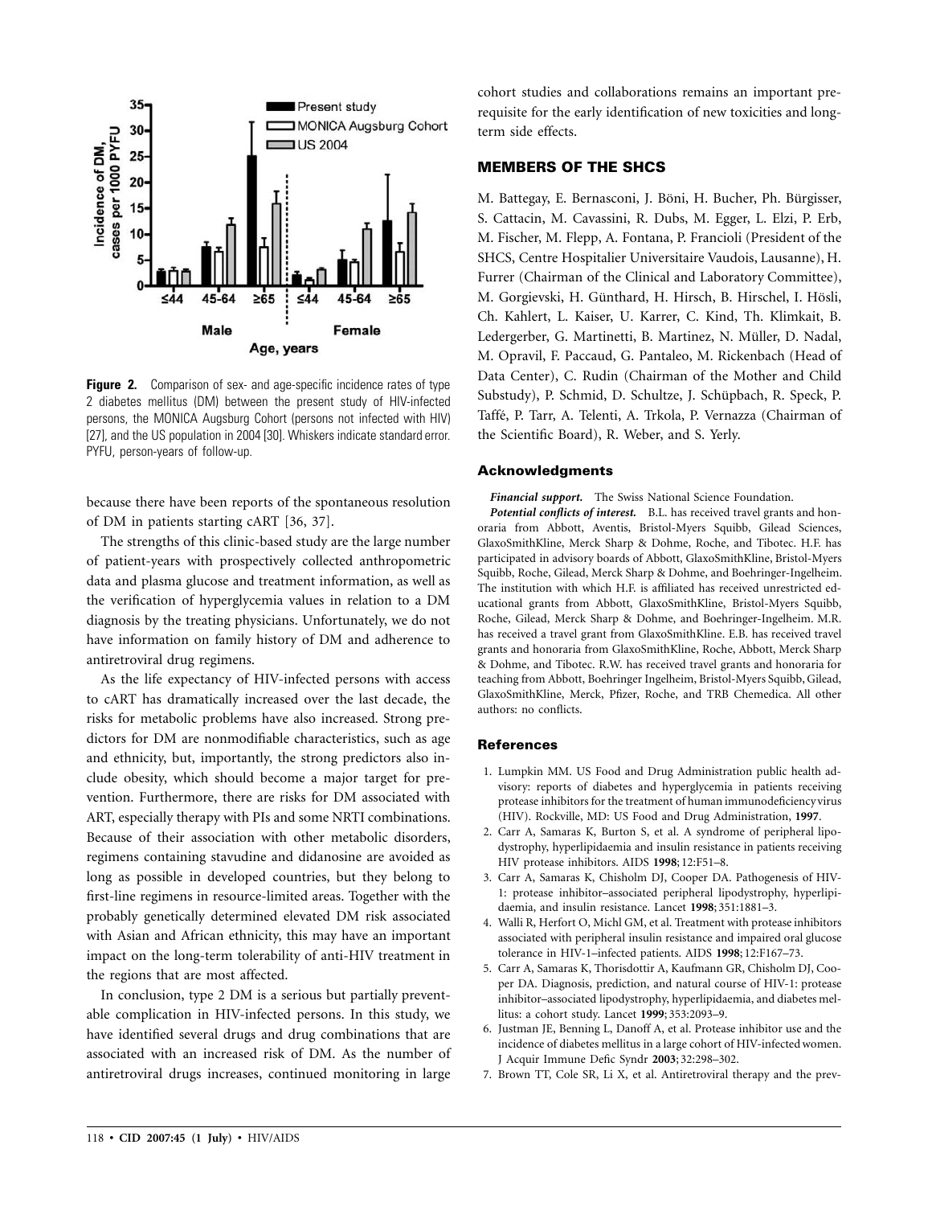**Figure 2.** Comparison of sex- and age-specific incidence rates of type 2 diabetes mellitus (DM) between the present study of HIV-infected persons, the MONICA Augsburg Cohort (persons not infected with HIV) [27], and the US population in 2004 [30]. Whiskers indicate standard error. PYFU, person-years of follow-up.

because there have been reports of the spontaneous resolution of DM in patients starting cART [36, 37].

The strengths of this clinic-based study are the large number of patient-years with prospectively collected anthropometric data and plasma glucose and treatment information, as well as the verification of hyperglycemia values in relation to a DM diagnosis by the treating physicians. Unfortunately, we do not have information on family history of DM and adherence to antiretroviral drug regimens.

As the life expectancy of HIV-infected persons with access to cART has dramatically increased over the last decade, the risks for metabolic problems have also increased. Strong predictors for DM are nonmodifiable characteristics, such as age and ethnicity, but, importantly, the strong predictors also include obesity, which should become a major target for prevention. Furthermore, there are risks for DM associated with ART, especially therapy with PIs and some NRTI combinations. Because of their association with other metabolic disorders, regimens containing stavudine and didanosine are avoided as long as possible in developed countries, but they belong to first-line regimens in resource-limited areas. Together with the probably genetically determined elevated DM risk associated with Asian and African ethnicity, this may have an important impact on the long-term tolerability of anti-HIV treatment in the regions that are most affected.

In conclusion, type 2 DM is a serious but partially preventable complication in HIV-infected persons. In this study, we have identified several drugs and drug combinations that are associated with an increased risk of DM. As the number of antiretroviral drugs increases, continued monitoring in large cohort studies and collaborations remains an important prerequisite for the early identification of new toxicities and long-term side effects.

## MEMBERS OF THE SHCS

M. Battegay, E. Bernasconi, J. Böni, H. Bucher, Ph. Bürgisser, S. Cattacin, M. Cavassini, R. Dubs, M. Egger, L. Elzi, P. Erb, M. Fischer, M. Flepp, A. Fontana, P. Francioli (President of the SHCS, Centre Hospitalier Universitaire Vaudois, Lausanne), H. Furrer (Chairman of the Clinical and Laboratory Committee), M. Gorgievski, H. Günthard, H. Hirsch, B. Hirschel, I. Hösli, Ch. Kahlert, L. Kaiser, U. Karrer, C. Kind, Th. Klimkait, B. Ledergerber, G. Martinetti, B. Martinez, N. Müller, D. Nadal, M. Opravil, F. Paccaud, G. Pantaleo, M. Rickenbach (Head of Data Center), C. Rudin (Chairman of the Mother and Child Substudy), P. Schmid, D. Schultze, J. Schüpbach, R. Speck, P. Taffé, P. Tarr, A. Telenti, A. Trkola, P. Vernazza (Chairman of the Scientific Board), R. Weber, and S. Yerly.

### Acknowledgments

***Financial support.*** The Swiss National Science Foundation.

***Potential conflicts of interest.*** B.L. has received travel grants and honoraria from Abbott, Aventis, Bristol-Myers Squibb, Gilead Sciences, GlaxoSmithKline, Merck Sharp & Dohme, Roche, and Tibotec. H.F. has participated in advisory boards of Abbott, GlaxoSmithKline, Bristol-Myers Squibb, Roche, Gilead, Merck Sharp & Dohme, and Boehringer-Ingelheim. The institution with which H.F. is affiliated has received unrestricted educational grants from Abbott, GlaxoSmithKline, Bristol-Myers Squibb, Roche, Gilead, Merck Sharp & Dohme, and Boehringer-Ingelheim. M.R. has received a travel grant from GlaxoSmithKline. E.B. has received travel grants and honoraria from GlaxoSmithKline, Roche, Abbott, Merck Sharp & Dohme, and Tibotec. R.W. has received travel grants and honoraria for teaching from Abbott, Boehringer Ingelheim, Bristol-Myers Squibb, Gilead, GlaxoSmithKline, Merck, Pfizer, Roche, and TRB Chemedica. All other authors: no conflicts.

### References

1. Lumpkin MM. US Food and Drug Administration public health advisory: reports of diabetes and hyperglycemia in patients receiving protease inhibitors for the treatment of human immunodeficiency virus (HIV). Rockville, MD: US Food and Drug Administration, **1997**.
2. Carr A, Samaras K, Burton S, et al. A syndrome of peripheral lipodystrophy, hyperlipidaemia and insulin resistance in patients receiving HIV protease inhibitors. AIDS **1998**; 12:F51–8.
3. Carr A, Samaras K, Chisholm DJ, Cooper DA. Pathogenesis of HIV-1: protease inhibitor–associated peripheral lipodystrophy, hyperlipidaemia, and insulin resistance. Lancet **1998**; 351:1881–3.
4. Walli R, Herfort O, Michl GM, et al. Treatment with protease inhibitors associated with peripheral insulin resistance and impaired oral glucose tolerance in HIV-1–infected patients. AIDS **1998**; 12:F167–73.
5. Carr A, Samaras K, Thorisdottir A, Kaufmann GR, Chisholm DJ, Cooper DA. Diagnosis, prediction, and natural course of HIV-1: protease inhibitor–associated lipodystrophy, hyperlipidaemia, and diabetes mellitus: a cohort study. Lancet **1999**; 353:2093–9.
6. Justman JE, Benning L, Danoff A, et al. Protease inhibitor use and the incidence of diabetes mellitus in a large cohort of HIV-infected women. J Acquir Immune Defic Syndr **2003**; 32:298–302.
7. Brown TT, Cole SR, Li X, et al. Antiretroviral therapy and the prev-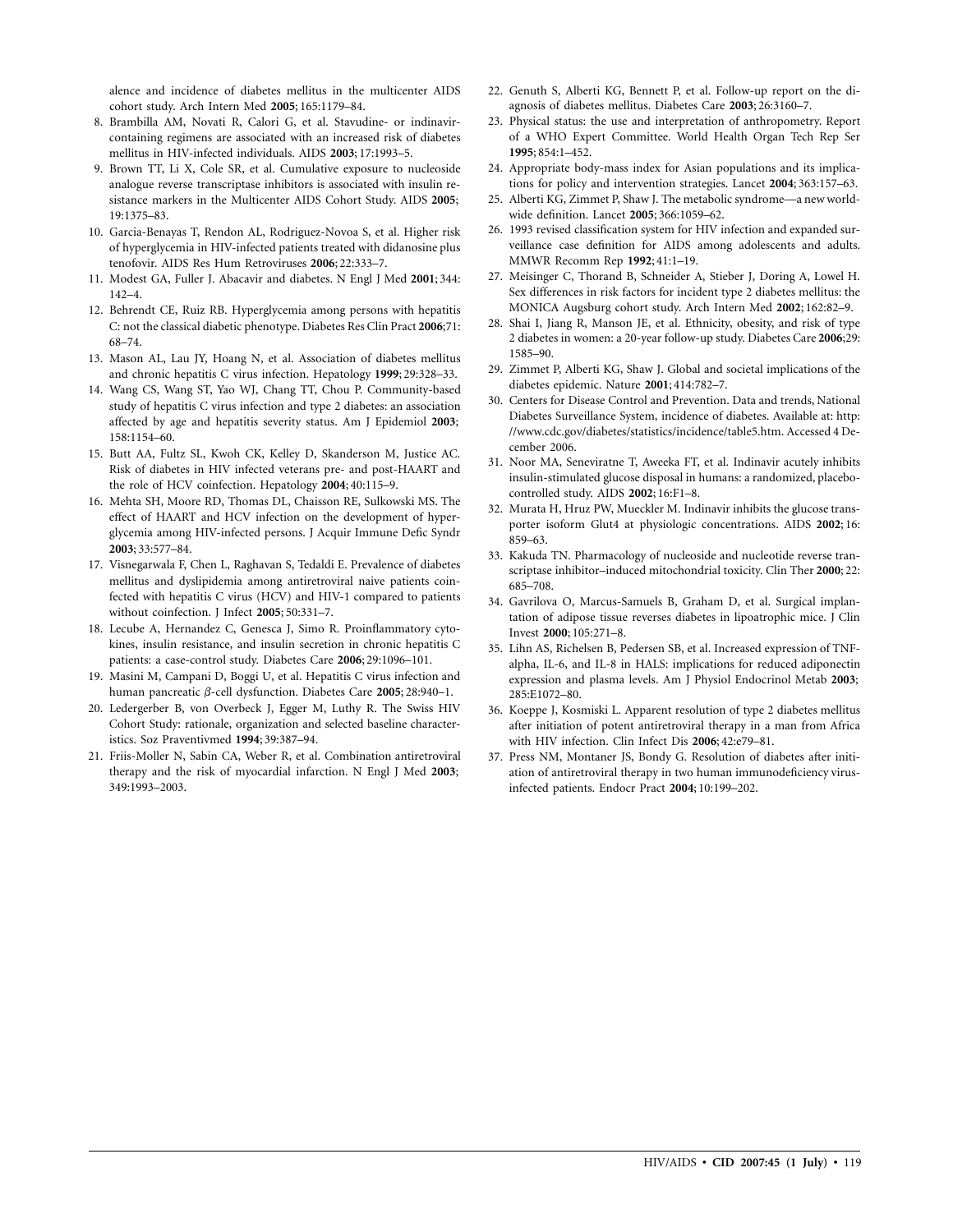alence and incidence of diabetes mellitus in the multicenter AIDS cohort study. Arch Intern Med **2005**; 165:1179–84.

8. Brambilla AM, Novati R, Calori G, et al. Stavudine- or indinavir-containing regimens are associated with an increased risk of diabetes mellitus in HIV-infected individuals. AIDS **2003**; 17:1993–5.
9. Brown TT, Li X, Cole SR, et al. Cumulative exposure to nucleoside analogue reverse transcriptase inhibitors is associated with insulin resistance markers in the Multicenter AIDS Cohort Study. AIDS **2005**; 19:1375–83.
10. Garcia-Benayas T, Rendon AL, Rodriguez-Novoa S, et al. Higher risk of hyperglycemia in HIV-infected patients treated with didanosine plus tenofovir. AIDS Res Hum Retroviruses **2006**; 22:333–7.
11. Modest GA, Fuller J. Abacavir and diabetes. N Engl J Med **2001**; 344: 142–4.
12. Behrendt CE, Ruiz RB. Hyperglycemia among persons with hepatitis C: not the classical diabetic phenotype. Diabetes Res Clin Pract **2006**;71: 68–74.
13. Mason AL, Lau JY, Hoang N, et al. Association of diabetes mellitus and chronic hepatitis C virus infection. Hepatology **1999**; 29:328–33.
14. Wang CS, Wang ST, Yao WJ, Chang TT, Chou P. Community-based study of hepatitis C virus infection and type 2 diabetes: an association affected by age and hepatitis severity status. Am J Epidemiol **2003**; 158:1154–60.
15. Butt AA, Fultz SL, Kwoh CK, Kelley D, Skanderson M, Justice AC. Risk of diabetes in HIV infected veterans pre- and post-HAART and the role of HCV coinfection. Hepatology **2004**; 40:115–9.
16. Mehta SH, Moore RD, Thomas DL, Chaisson RE, Sulkowski MS. The effect of HAART and HCV infection on the development of hyperglycemia among HIV-infected persons. J Acquir Immune Defic Syndr **2003**; 33:577–84.
17. Visnegarwala F, Chen L, Raghavan S, Tedaldi E. Prevalence of diabetes mellitus and dyslipidemia among antiretroviral naive patients coinfected with hepatitis C virus (HCV) and HIV-1 compared to patients without coinfection. J Infect **2005**; 50:331–7.
18. Lecube A, Hernandez C, Genesca J, Simo R. Proinflammatory cytokines, insulin resistance, and insulin secretion in chronic hepatitis C patients: a case-control study. Diabetes Care **2006**; 29:1096–101.
19. Masini M, Campani D, Boggi U, et al. Hepatitis C virus infection and human pancreatic $\beta$-cell dysfunction. Diabetes Care **2005**; 28:940–1.
20. Ledergerber B, von Overbeck J, Egger M, Luthy R. The Swiss HIV Cohort Study: rationale, organization and selected baseline characteristics. Soz Praventivmed **1994**; 39:387–94.
21. Friis-Moller N, Sabin CA, Weber R, et al. Combination antiretroviral therapy and the risk of myocardial infarction. N Engl J Med **2003**; 349:1993–2003.
22. Genuth S, Alberti KG, Bennett P, et al. Follow-up report on the diagnosis of diabetes mellitus. Diabetes Care **2003**; 26:3160–7.
23. Physical status: the use and interpretation of anthropometry. Report of a WHO Expert Committee. World Health Organ Tech Rep Ser **1995**; 854:1–452.
24. Appropriate body-mass index for Asian populations and its implications for policy and intervention strategies. Lancet **2004**; 363:157–63.
25. Alberti KG, Zimmet P, Shaw J. The metabolic syndrome—a new worldwide definition. Lancet **2005**; 366:1059–62.
26. 1993 revised classification system for HIV infection and expanded surveillance case definition for AIDS among adolescents and adults. MMWR Recomm Rep **1992**; 41:1–19.
27. Meisinger C, Thorand B, Schneider A, Stieber J, Doring A, Lowel H. Sex differences in risk factors for incident type 2 diabetes mellitus: the MONICA Augsburg cohort study. Arch Intern Med **2002**; 162:82–9.
28. Shai I, Jiang R, Manson JE, et al. Ethnicity, obesity, and risk of type 2 diabetes in women: a 20-year follow-up study. Diabetes Care **2006**;29: 1585–90.
29. Zimmet P, Alberti KG, Shaw J. Global and societal implications of the diabetes epidemic. Nature **2001**; 414:782–7.
30. Centers for Disease Control and Prevention. Data and trends, National Diabetes Surveillance System, incidence of diabetes. Available at: http://www.cdc.gov/diabetes/statistics/incidence/table5.htm. Accessed 4 December 2006.
31. Noor MA, Seneviratne T, Aweeka FT, et al. Indinavir acutely inhibits insulin-stimulated glucose disposal in humans: a randomized, placebo-controlled study. AIDS **2002**; 16:F1–8.
32. Murata H, Hruz PW, Mueckler M. Indinavir inhibits the glucose transporter isoform Glut4 at physiologic concentrations. AIDS **2002**; 16: 859–63.
33. Kakuda TN. Pharmacology of nucleoside and nucleotide reverse transcriptase inhibitor–induced mitochondrial toxicity. Clin Ther **2000**; 22: 685–708.
34. Gavrilova O, Marcus-Samuels B, Graham D, et al. Surgical implantation of adipose tissue reverses diabetes in lipoatrophic mice. J Clin Invest **2000**; 105:271–8.
35. Lihn AS, Richelsen B, Pedersen SB, et al. Increased expression of TNF-alpha, IL-6, and IL-8 in HALS: implications for reduced adiponectin expression and plasma levels. Am J Physiol Endocrinol Metab **2003**; 285:E1072–80.
36. Koeppe J, Kosmiski L. Apparent resolution of type 2 diabetes mellitus after initiation of potent antiretroviral therapy in a man from Africa with HIV infection. Clin Infect Dis **2006**; 42:e79–81.
37. Press NM, Montaner JS, Bondy G. Resolution of diabetes after initiation of antiretroviral therapy in two human immunodeficiency virus-infected patients. Endocr Pract **2004**; 10:199–202.